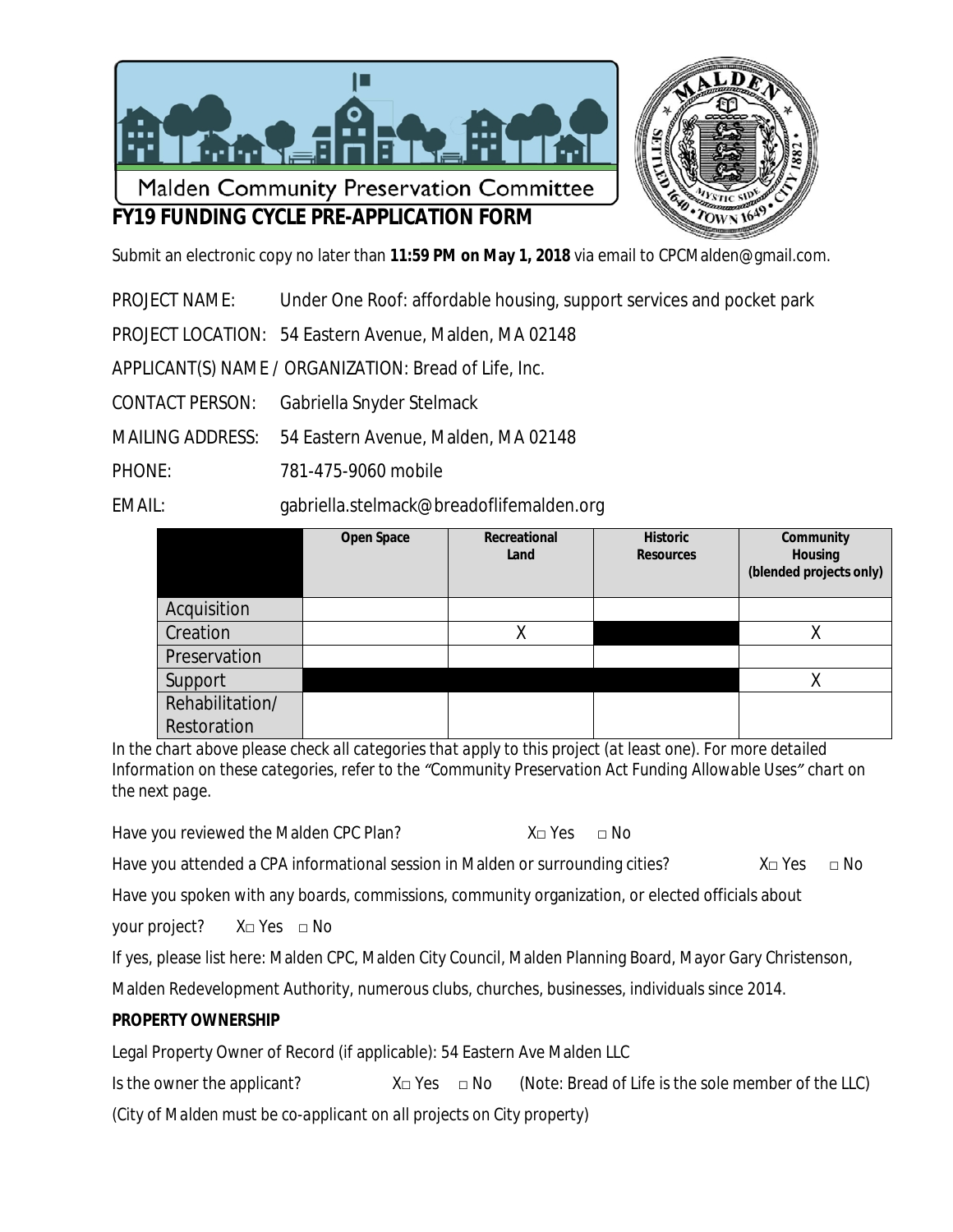Malden Community Preservation Committee

# FY19 FUNDING CYCLE PRE-APPLICATION FORM

Submit an electronic copy no later than **11:59 PM on May 1, 2018** via email to CPCMalden@gmail.com.

PROJECT NAME: Under One Roof: affordable housing, support services and pocket park

PROJECT LOCATION: 54 Eastern Avenue, Malden, MA 02148

APPLICANT(S) NAME / ORGANIZATION: Bread of Life, Inc.

CONTACT PERSON: Gabriella Snyder Stelmack

MAILING ADDRESS: 54 Eastern Avenue, Malden, MA 02148

PHONE: 781-475-9060 mobile

EMAIL: gabriella.stelmack@breadoflifemalden.org

| | Open Space | Recreational Land | Historic Resources | Community Housing (blended projects only) |
|---|---|---|---|---|
| Acquisition | | | | |
| Creation | | X | | X |
| Preservation | | | | |
| Support | | | | X |
| Rehabilitation/ Restoration | | | | |

*In the chart above please check all categories that apply to this project (at least one). For more detailed Information on these categories, refer to the "Community Preservation Act Funding Allowable Uses" chart on the next page.*

Have you reviewed the Malden CPC Plan? X□ Yes □ No

Have you attended a CPA informational session in Malden or surrounding cities? X□ Yes □ No

Have you spoken with any boards, commissions, community organization, or elected officials about your project? X□ Yes □ No

If yes, please list here: Malden CPC, Malden City Council, Malden Planning Board, Mayor Gary Christenson, Malden Redevelopment Authority, numerous clubs, churches, businesses, individuals since 2014.

**PROPERTY OWNERSHIP**

Legal Property Owner of Record (if applicable): 54 Eastern Ave Malden LLC

Is the owner the applicant? X□ Yes □ No (Note: Bread of Life is the sole member of the LLC)

*(City of Malden must be co-applicant on all projects on City property)*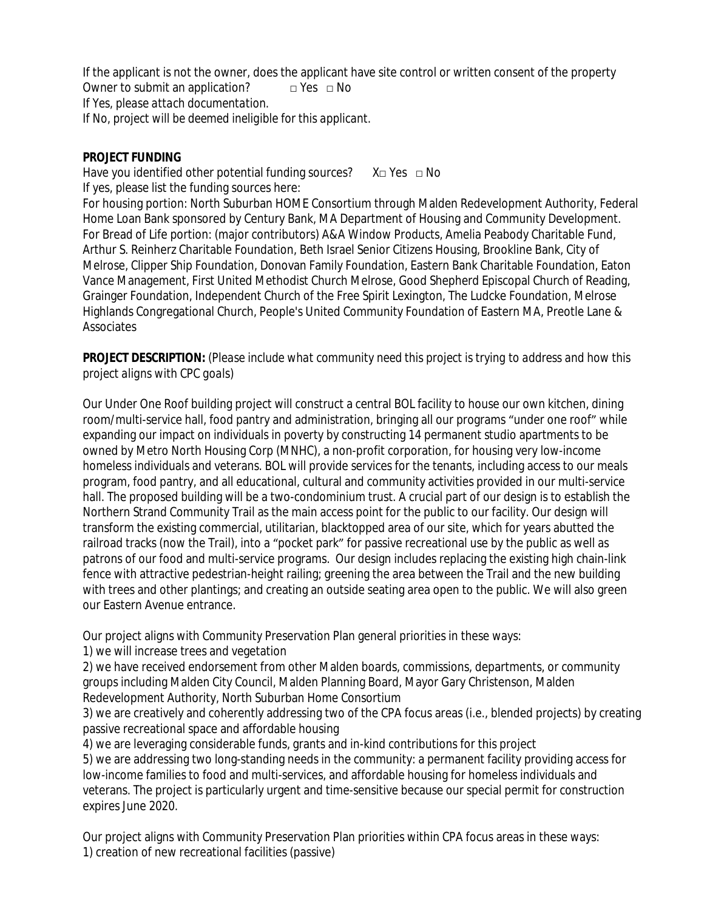If the applicant is not the owner, does the applicant have site control or written consent of the property Owner to submit an application? □ Yes □ No

*If Yes, please attach documentation.*

*If No, project will be deemed ineligible for this applicant.*

**PROJECT FUNDING**

Have you identified other potential funding sources? X□ Yes □ No

If yes, please list the funding sources here:

For housing portion: North Suburban HOME Consortium through Malden Redevelopment Authority, Federal Home Loan Bank sponsored by Century Bank, MA Department of Housing and Community Development. For Bread of Life portion: (major contributors) A&A Window Products, Amelia Peabody Charitable Fund, Arthur S. Reinherz Charitable Foundation, Beth Israel Senior Citizens Housing, Brookline Bank, City of Melrose, Clipper Ship Foundation, Donovan Family Foundation, Eastern Bank Charitable Foundation, Eaton Vance Management, First United Methodist Church Melrose, Good Shepherd Episcopal Church of Reading, Grainger Foundation, Independent Church of the Free Spirit Lexington, The Ludcke Foundation, Melrose Highlands Congregational Church, People's United Community Foundation of Eastern MA, Preotle Lane & Associates

**PROJECT DESCRIPTION:** *(Please include what community need this project is trying to address and how this project aligns with CPC goals)*

Our Under One Roof building project will construct a central BOL facility to house our own kitchen, dining room/multi-service hall, food pantry and administration, bringing all our programs "under one roof" while expanding our impact on individuals in poverty by constructing 14 permanent studio apartments to be owned by Metro North Housing Corp (MNHC), a non-profit corporation, for housing very low-income homeless individuals and veterans. BOL will provide services for the tenants, including access to our meals program, food pantry, and all educational, cultural and community activities provided in our multi-service hall. The proposed building will be a two-condominium trust. A crucial part of our design is to establish the Northern Strand Community Trail as the main access point for the public to our facility. Our design will transform the existing commercial, utilitarian, blacktopped area of our site, which for years abutted the railroad tracks (now the Trail), into a "pocket park" for passive recreational use by the public as well as patrons of our food and multi-service programs. Our design includes replacing the existing high chain-link fence with attractive pedestrian-height railing; greening the area between the Trail and the new building with trees and other plantings; and creating an outside seating area open to the public. We will also green our Eastern Avenue entrance.

Our project aligns with Community Preservation Plan general priorities in these ways:

1) we will increase trees and vegetation

2) we have received endorsement from other Malden boards, commissions, departments, or community groups including Malden City Council, Malden Planning Board, Mayor Gary Christenson, Malden Redevelopment Authority, North Suburban Home Consortium

3) we are creatively and coherently addressing two of the CPA focus areas (i.e., blended projects) by creating passive recreational space and affordable housing

4) we are leveraging considerable funds, grants and in-kind contributions for this project

5) we are addressing two long-standing needs in the community: a permanent facility providing access for low-income families to food and multi-services, and affordable housing for homeless individuals and veterans. The project is particularly urgent and time-sensitive because our special permit for construction expires June 2020.

Our project aligns with Community Preservation Plan priorities within CPA focus areas in these ways:

1) creation of new recreational facilities (passive)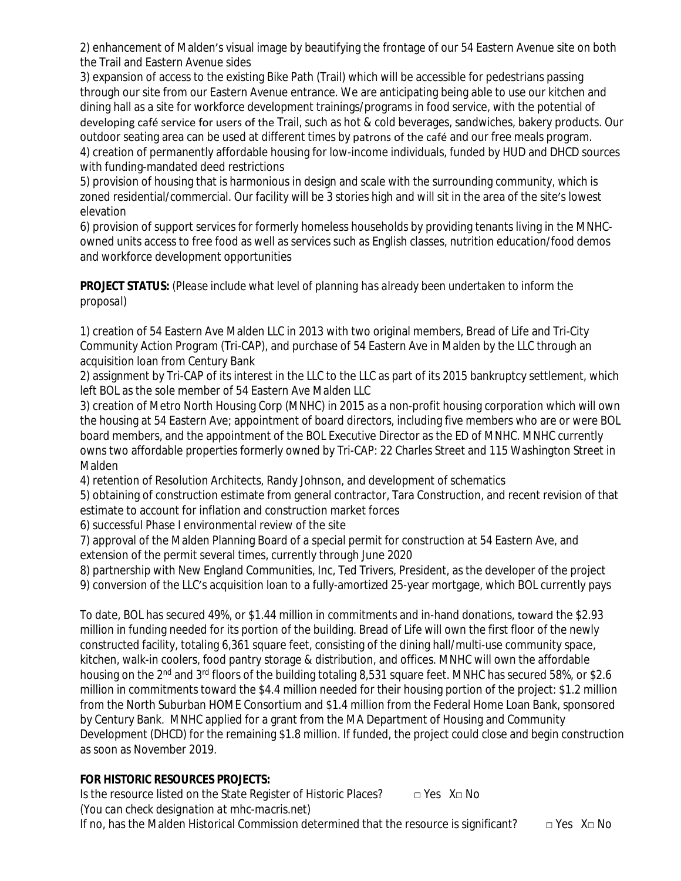2) enhancement of Malden's visual image by beautifying the frontage of our 54 Eastern Avenue site on both the Trail and Eastern Avenue sides

3) expansion of access to the existing Bike Path (Trail) which will be accessible for pedestrians passing through our site from our Eastern Avenue entrance. We are anticipating being able to use our kitchen and dining hall as a site for workforce development trainings/programs in food service, with the potential of developing café service for users of the Trail, such as hot & cold beverages, sandwiches, bakery products. Our outdoor seating area can be used at different times by patrons of the café and our free meals program.

4) creation of permanently affordable housing for low-income individuals, funded by HUD and DHCD sources with funding-mandated deed restrictions

5) provision of housing that is harmonious in design and scale with the surrounding community, which is zoned residential/commercial. Our facility will be 3 stories high and will sit in the area of the site's lowest elevation

6) provision of support services for formerly homeless households by providing tenants living in the MNHC-owned units access to free food as well as services such as English classes, nutrition education/food demos and workforce development opportunities

**PROJECT STATUS:** *(Please include what level of planning has already been undertaken to inform the proposal)*

1) creation of 54 Eastern Ave Malden LLC in 2013 with two original members, Bread of Life and Tri-City Community Action Program (Tri-CAP), and purchase of 54 Eastern Ave in Malden by the LLC through an acquisition loan from Century Bank

2) assignment by Tri-CAP of its interest in the LLC to the LLC as part of its 2015 bankruptcy settlement, which left BOL as the sole member of 54 Eastern Ave Malden LLC

3) creation of Metro North Housing Corp (MNHC) in 2015 as a non-profit housing corporation which will own the housing at 54 Eastern Ave; appointment of board directors, including five members who are or were BOL board members, and the appointment of the BOL Executive Director as the ED of MNHC. MNHC currently owns two affordable properties formerly owned by Tri-CAP: 22 Charles Street and 115 Washington Street in Malden

4) retention of Resolution Architects, Randy Johnson, and development of schematics

5) obtaining of construction estimate from general contractor, Tara Construction, and recent revision of that estimate to account for inflation and construction market forces

6) successful Phase I environmental review of the site

7) approval of the Malden Planning Board of a special permit for construction at 54 Eastern Ave, and extension of the permit several times, currently through June 2020

8) partnership with New England Communities, Inc, Ted Trivers, President, as the developer of the project

9) conversion of the LLC's acquisition loan to a fully-amortized 25-year mortgage, which BOL currently pays

To date, BOL has secured 49%, or $1.44 million in commitments and in-hand donations, toward the $2.93 million in funding needed for its portion of the building. Bread of Life will own the first floor of the newly constructed facility, totaling 6,361 square feet, consisting of the dining hall/multi-use community space, kitchen, walk-in coolers, food pantry storage & distribution, and offices. MNHC will own the affordable housing on the 2nd and 3rd floors of the building totaling 8,531 square feet. MNHC has secured 58%, or $2.6 million in commitments toward the $4.4 million needed for their housing portion of the project: $1.2 million from the North Suburban HOME Consortium and $1.4 million from the Federal Home Loan Bank, sponsored by Century Bank. MNHC applied for a grant from the MA Department of Housing and Community Development (DHCD) for the remaining $1.8 million. If funded, the project could close and begin construction as soon as November 2019.

**FOR HISTORIC RESOURCES PROJECTS:**

Is the resource listed on the State Register of Historic Places? □ Yes X□ No

*(You can check designation at mhc-macris.net)*

If no, has the Malden Historical Commission determined that the resource is significant? □ Yes X□ No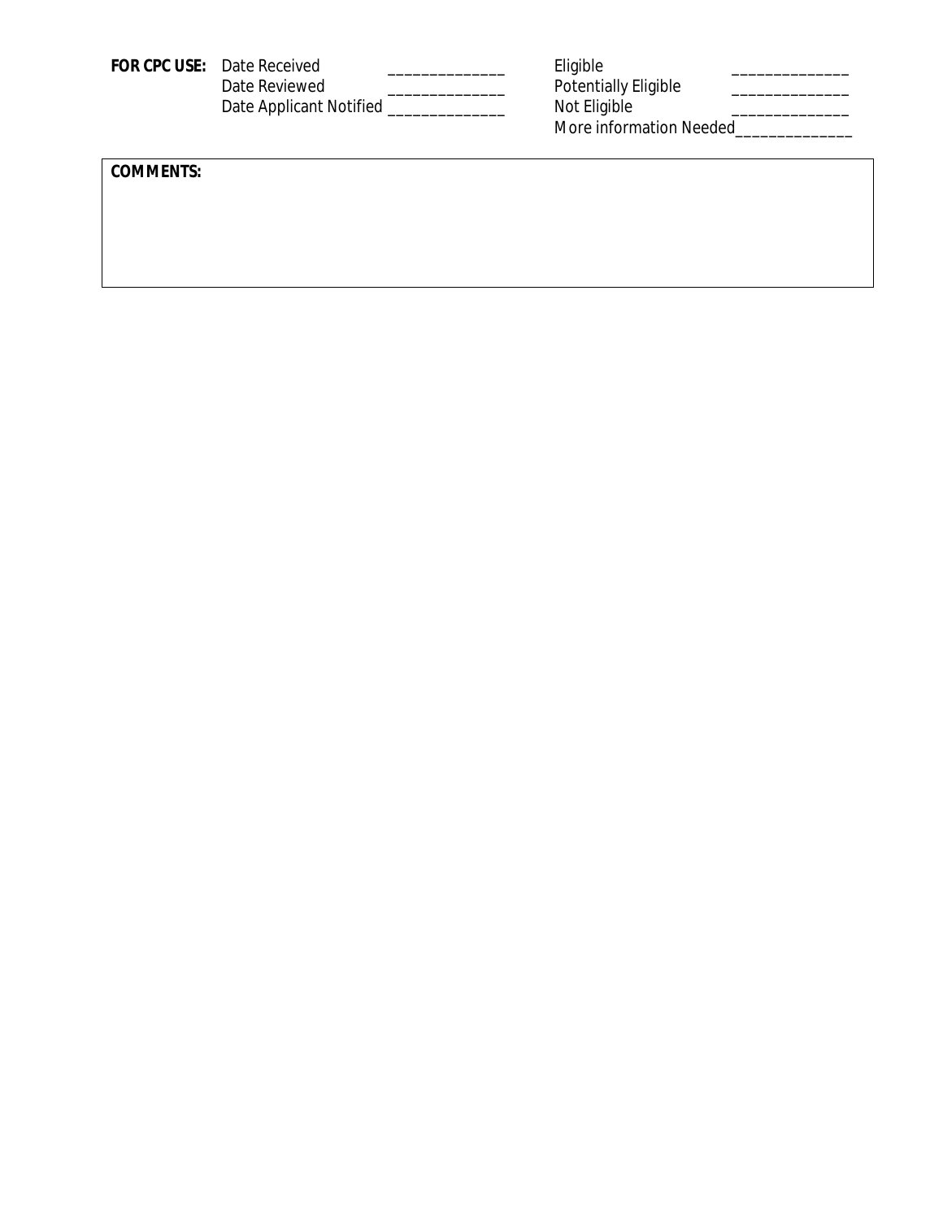**FOR CPC USE:**

| | | | |
|---|---|---|---|
| Date Received | ______________ | Eligible | ______________ |
| Date Reviewed | ______________ | Potentially Eligible | ______________ |
| Date Applicant Notified | ______________ | Not Eligible | ______________ |
| | | More information Needed | ______________ |

**COMMENTS:**